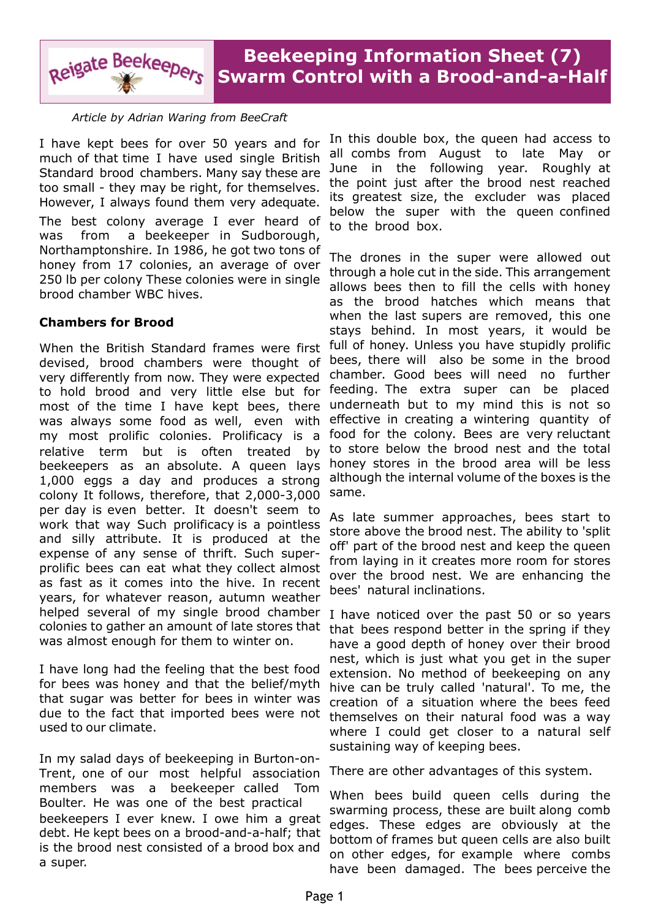# Beekeeping Information Sheet (7)
# Swarm Control with a Brood-and-a-Half

*Article by Adrian Waring from BeeCraft*

I have kept bees for over 50 years and for much of that time I have used single British Standard brood chambers. Many say these are too small - they may be right, for themselves. However, I always found them very adequate.

The best colony average I ever heard of was from a beekeeper in Sudborough, Northamptonshire. In 1986, he got two tons of honey from 17 colonies, an average of over 250 lb per colony These colonies were in single brood chamber WBC hives.

**Chambers for Brood**

When the British Standard frames were first devised, brood chambers were thought of very differently from now. They were expected to hold brood and very little else but for most of the time I have kept bees, there was always some food as well, even with my most prolific colonies. Prolificacy is a relative term but is often treated by beekeepers as an absolute. A queen lays 1,000 eggs a day and produces a strong colony It follows, therefore, that 2,000-3,000 per day is even better. It doesn't seem to work that way Such prolificacy is a pointless and silly attribute. It is produced at the expense of any sense of thrift. Such super-prolific bees can eat what they collect almost as fast as it comes into the hive. In recent years, for whatever reason, autumn weather helped several of my single brood chamber colonies to gather an amount of late stores that was almost enough for them to winter on.

I have long had the feeling that the best food for bees was honey and that the belief/myth that sugar was better for bees in winter was due to the fact that imported bees were not used to our climate.

In my salad days of beekeeping in Burton-on-Trent, one of our most helpful association members was a beekeeper called Tom Boulter. He was one of the best practical beekeepers I ever knew. I owe him a great debt. He kept bees on a brood-and-a-half; that is the brood nest consisted of a brood box and a super.

In this double box, the queen had access to all combs from August to late May or June in the following year. Roughly at the point just after the brood nest reached its greatest size, the excluder was placed below the super with the queen confined to the brood box.

The drones in the super were allowed out through a hole cut in the side. This arrangement allows bees then to fill the cells with honey as the brood hatches which means that when the last supers are removed, this one stays behind. In most years, it would be full of honey. Unless you have stupidly prolific bees, there will also be some in the brood chamber. Good bees will need no further feeding. The extra super can be placed underneath but to my mind this is not so effective in creating a wintering quantity of food for the colony. Bees are very reluctant to store below the brood nest and the total honey stores in the brood area will be less although the internal volume of the boxes is the same.

As late summer approaches, bees start to store above the brood nest. The ability to 'split off' part of the brood nest and keep the queen from laying in it creates more room for stores over the brood nest. We are enhancing the bees' natural inclinations.

I have noticed over the past 50 or so years that bees respond better in the spring if they have a good depth of honey over their brood nest, which is just what you get in the super extension. No method of beekeeping on any hive can be truly called 'natural'. To me, the creation of a situation where the bees feed themselves on their natural food was a way where I could get closer to a natural self sustaining way of keeping bees.

There are other advantages of this system.

When bees build queen cells during the swarming process, these are built along comb edges. These edges are obviously at the bottom of frames but queen cells are also built on other edges, for example where combs have been damaged. The bees perceive the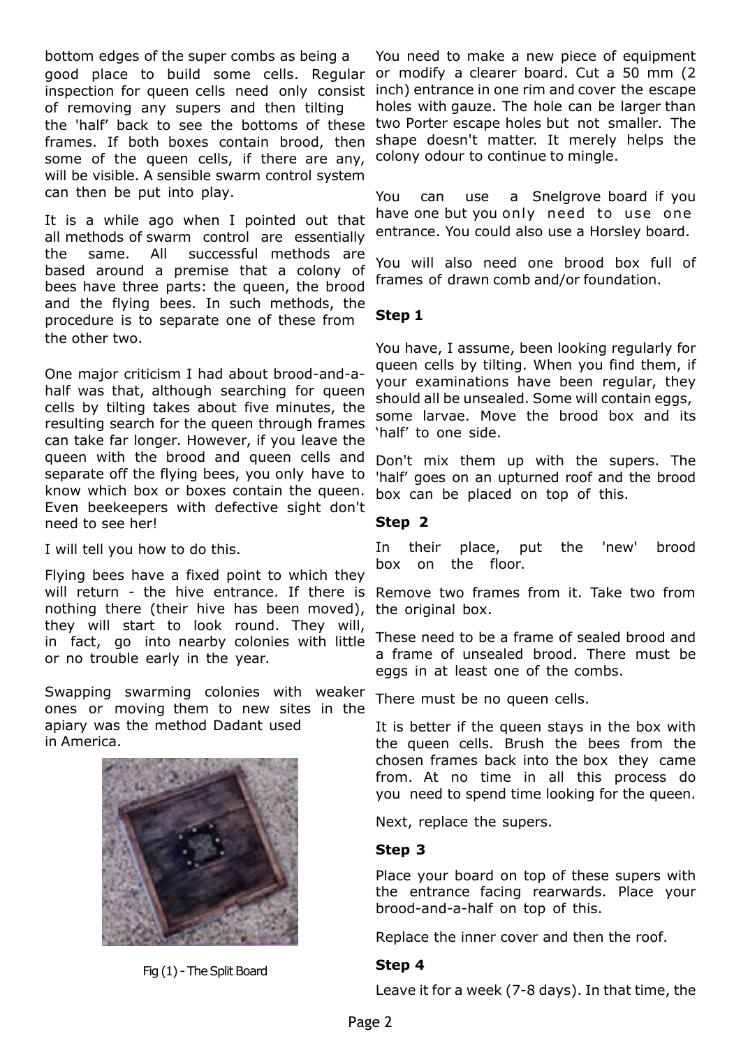bottom edges of the super combs as being a good place to build some cells. Regular inspection for queen cells need only consist of removing any supers and then tilting the 'half' back to see the bottoms of these frames. If both boxes contain brood, then some of the queen cells, if there are any, will be visible. A sensible swarm control system can then be put into play.

It is a while ago when I pointed out that all methods of swarm control are essentially the same. All successful methods are based around a premise that a colony of bees have three parts: the queen, the brood and the flying bees. In such methods, the procedure is to separate one of these from the other two.

One major criticism I had about brood-and-a-half was that, although searching for queen cells by tilting takes about five minutes, the resulting search for the queen through frames can take far longer. However, if you leave the queen with the brood and queen cells and separate off the flying bees, you only have to know which box or boxes contain the queen. Even beekeepers with defective sight don't need to see her!

I will tell you how to do this.

Flying bees have a fixed point to which they will return - the hive entrance. If there is nothing there (their hive has been moved), they will start to look round. They will, in fact, go into nearby colonies with little or no trouble early in the year.

Swapping swarming colonies with weaker ones or moving them to new sites in the apiary was the method Dadant used in America.

Fig (1) - The Split Board

You need to make a new piece of equipment or modify a clearer board. Cut a 50 mm (2 inch) entrance in one rim and cover the escape holes with gauze. The hole can be larger than two Porter escape holes but not smaller. The shape doesn't matter. It merely helps the colony odour to continue to mingle.

You can use a Snelgrove board if you have one but you only need to use one entrance. You could also use a Horsley board.

You will also need one brood box full of frames of drawn comb and/or foundation.

**Step 1**

You have, I assume, been looking regularly for queen cells by tilting. When you find them, if your examinations have been regular, they should all be unsealed. Some will contain eggs, some larvae. Move the brood box and its 'half' to one side.

Don't mix them up with the supers. The 'half' goes on an upturned roof and the brood box can be placed on top of this.

**Step 2**

In their place, put the 'new' brood box on the floor.

Remove two frames from it. Take two from the original box.

These need to be a frame of sealed brood and a frame of unsealed brood. There must be eggs in at least one of the combs.

There must be no queen cells.

It is better if the queen stays in the box with the queen cells. Brush the bees from the chosen frames back into the box they came from. At no time in all this process do you need to spend time looking for the queen.

Next, replace the supers.

**Step 3**

Place your board on top of these supers with the entrance facing rearwards. Place your brood-and-a-half on top of this.

Replace the inner cover and then the roof.

**Step 4**

Leave it for a week (7-8 days). In that time, the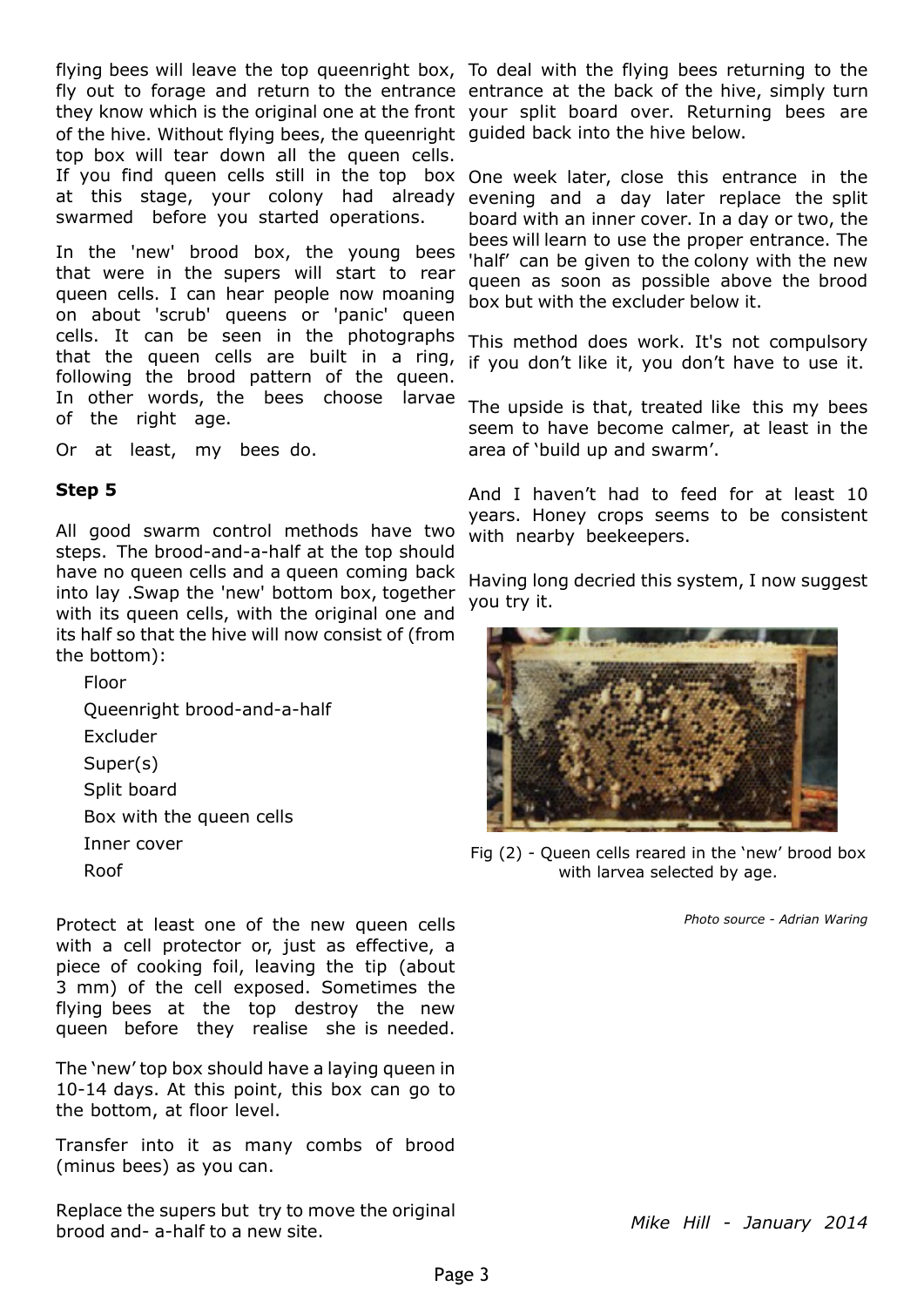flying bees will leave the top queenright box, fly out to forage and return to the entrance they know which is the original one at the front of the hive. Without flying bees, the queenright top box will tear down all the queen cells. If you find queen cells still in the top box at this stage, your colony had already swarmed before you started operations.

In the 'new' brood box, the young bees that were in the supers will start to rear queen cells. I can hear people now moaning on about 'scrub' queens or 'panic' queen cells. It can be seen in the photographs that the queen cells are built in a ring, following the brood pattern of the queen. In other words, the bees choose larvae of the right age.

Or at least, my bees do.

**Step 5**

All good swarm control methods have two steps. The brood-and-a-half at the top should have no queen cells and a queen coming back into lay .Swap the 'new' bottom box, together with its queen cells, with the original one and its half so that the hive will now consist of (from the bottom):

Floor
Queenright brood-and-a-half
Excluder
Super(s)
Split board
Box with the queen cells
Inner cover
Roof

Protect at least one of the new queen cells with a cell protector or, just as effective, a piece of cooking foil, leaving the tip (about 3 mm) of the cell exposed. Sometimes the flying bees at the top destroy the new queen before they realise she is needed.

The 'new' top box should have a laying queen in 10-14 days. At this point, this box can go to the bottom, at floor level.

Transfer into it as many combs of brood (minus bees) as you can.

Replace the supers but try to move the original brood and- a-half to a new site.

To deal with the flying bees returning to the entrance at the back of the hive, simply turn your split board over. Returning bees are guided back into the hive below.

One week later, close this entrance in the evening and a day later replace the split board with an inner cover. In a day or two, the bees will learn to use the proper entrance. The 'half' can be given to the colony with the new queen as soon as possible above the brood box but with the excluder below it.

This method does work. It's not compulsory if you don't like it, you don't have to use it.

The upside is that, treated like this my bees seem to have become calmer, at least in the area of 'build up and swarm'.

And I haven't had to feed for at least 10 years. Honey crops seems to be consistent with nearby beekeepers.

Having long decried this system, I now suggest you try it.

Fig (2) - Queen cells reared in the 'new' brood box with larvea selected by age.

*Photo source - Adrian Waring*

*Mike Hill - January 2014*